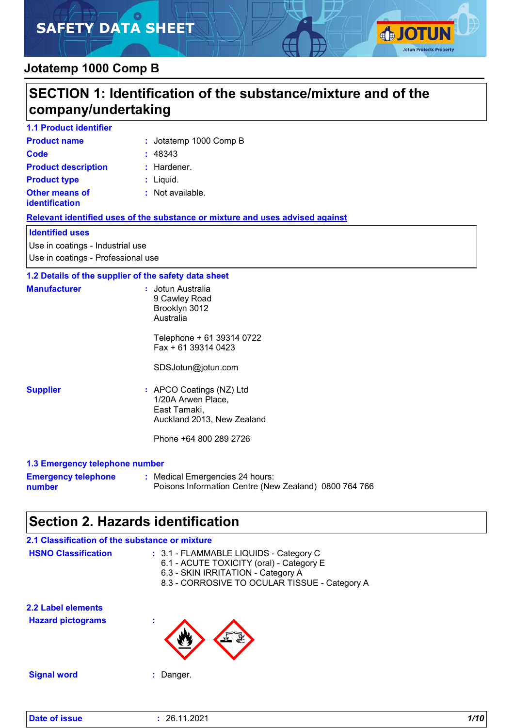# SAFETY DATA SHEET

## Jotatemp 1000 Comp B

## SECTION 1: Identification of the substance/mixture and of the company/undertaking

### 1.1 Product identifier

**Product name** : Jotatemp 1000 Comp B

**Code** : 48343

**Product description** : Hardener.

**Product type** : Liquid.

**Other means of identification** : Not available.

**Relevant identified uses of the substance or mixture and uses advised against**

**Identified uses**

Use in coatings - Industrial use
Use in coatings - Professional use

### 1.2 Details of the supplier of the safety data sheet

**Manufacturer** : Jotun Australia
9 Cawley Road
Brooklyn 3012
Australia

Telephone + 61 39314 0722
Fax + 61 39314 0423

SDSJotun@jotun.com

**Supplier** : APCO Coatings (NZ) Ltd
1/20A Arwen Place,
East Tamaki,
Auckland 2013, New Zealand

Phone +64 800 289 2726

### 1.3 Emergency telephone number

**Emergency telephone number** : Medical Emergencies 24 hours:
Poisons Information Centre (New Zealand) 0800 764 766

## Section 2. Hazards identification

### 2.1 Classification of the substance or mixture

**HSNO Classification** : 3.1 - FLAMMABLE LIQUIDS - Category C
6.1 - ACUTE TOXICITY (oral) - Category E
6.3 - SKIN IRRITATION - Category A
8.3 - CORROSIVE TO OCULAR TISSUE - Category A

### 2.2 Label elements

**Hazard pictograms** :

**Signal word** : Danger.

**Date of issue** : 26.11.2021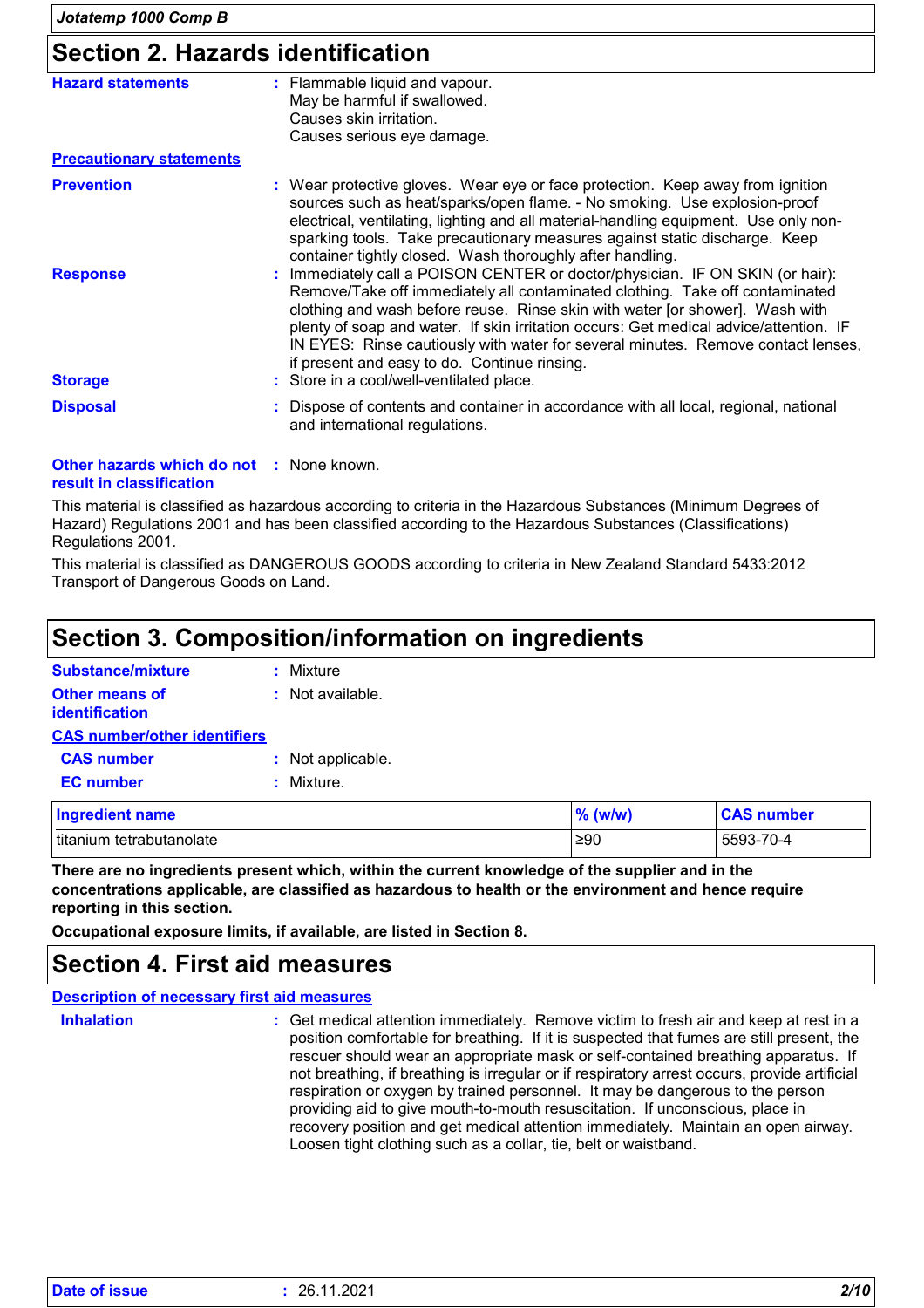## Section 2. Hazards identification

**Hazard statements** : Flammable liquid and vapour.
May be harmful if swallowed.
Causes skin irritation.
Causes serious eye damage.

**Precautionary statements**

**Prevention** : Wear protective gloves. Wear eye or face protection. Keep away from ignition sources such as heat/sparks/open flame. - No smoking. Use explosion-proof electrical, ventilating, lighting and all material-handling equipment. Use only non-sparking tools. Take precautionary measures against static discharge. Keep container tightly closed. Wash thoroughly after handling.

**Response** : Immediately call a POISON CENTER or doctor/physician. IF ON SKIN (or hair): Remove/Take off immediately all contaminated clothing. Take off contaminated clothing and wash before reuse. Rinse skin with water [or shower]. Wash with plenty of soap and water. If skin irritation occurs: Get medical advice/attention. IF IN EYES: Rinse cautiously with water for several minutes. Remove contact lenses, if present and easy to do. Continue rinsing.

**Storage** : Store in a cool/well-ventilated place.

**Disposal** : Dispose of contents and container in accordance with all local, regional, national and international regulations.

**Other hazards which do not result in classification** : None known.

This material is classified as hazardous according to criteria in the Hazardous Substances (Minimum Degrees of Hazard) Regulations 2001 and has been classified according to the Hazardous Substances (Classifications) Regulations 2001.

This material is classified as DANGEROUS GOODS according to criteria in New Zealand Standard 5433:2012 Transport of Dangerous Goods on Land.

## Section 3. Composition/information on ingredients

**Substance/mixture** : Mixture

**Other means of identification** : Not available.

**CAS number/other identifiers**

**CAS number** : Not applicable.

**EC number** : Mixture.

| Ingredient name | % (w/w) | CAS number |
|---|---|---|
| titanium tetrabutanolate | ≥90 | 5593-70-4 |

**There are no ingredients present which, within the current knowledge of the supplier and in the concentrations applicable, are classified as hazardous to health or the environment and hence require reporting in this section.**

**Occupational exposure limits, if available, are listed in Section 8.**

## Section 4. First aid measures

**Description of necessary first aid measures**

**Inhalation** : Get medical attention immediately. Remove victim to fresh air and keep at rest in a position comfortable for breathing. If it is suspected that fumes are still present, the rescuer should wear an appropriate mask or self-contained breathing apparatus. If not breathing, if breathing is irregular or if respiratory arrest occurs, provide artificial respiration or oxygen by trained personnel. It may be dangerous to the person providing aid to give mouth-to-mouth resuscitation. If unconscious, place in recovery position and get medical attention immediately. Maintain an open airway. Loosen tight clothing such as a collar, tie, belt or waistband.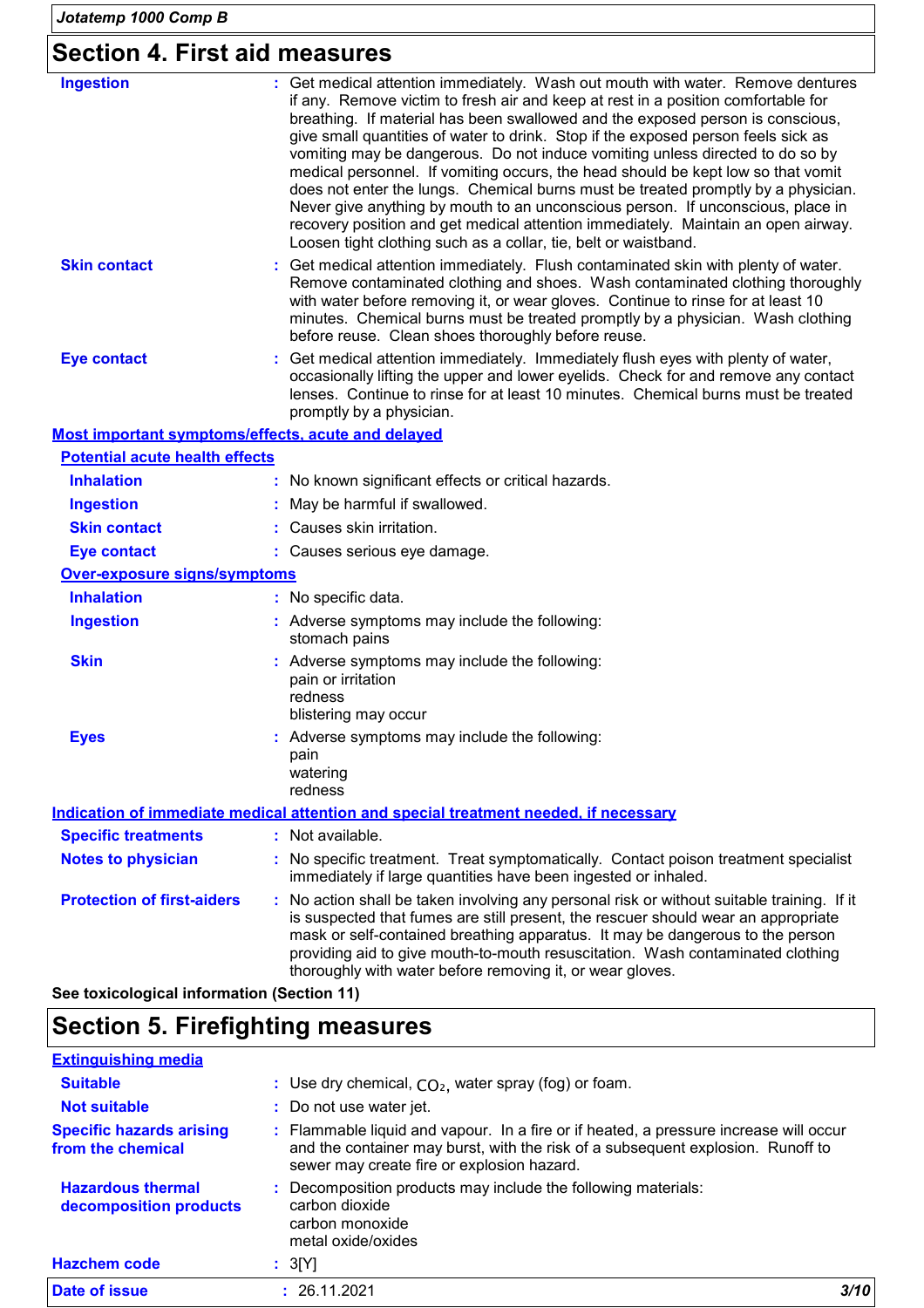## Section 4. First aid measures

**Ingestion** : Get medical attention immediately. Wash out mouth with water. Remove dentures if any. Remove victim to fresh air and keep at rest in a position comfortable for breathing. If material has been swallowed and the exposed person is conscious, give small quantities of water to drink. Stop if the exposed person feels sick as vomiting may be dangerous. Do not induce vomiting unless directed to do so by medical personnel. If vomiting occurs, the head should be kept low so that vomit does not enter the lungs. Chemical burns must be treated promptly by a physician. Never give anything by mouth to an unconscious person. If unconscious, place in recovery position and get medical attention immediately. Maintain an open airway. Loosen tight clothing such as a collar, tie, belt or waistband.

**Skin contact** : Get medical attention immediately. Flush contaminated skin with plenty of water. Remove contaminated clothing and shoes. Wash contaminated clothing thoroughly with water before removing it, or wear gloves. Continue to rinse for at least 10 minutes. Chemical burns must be treated promptly by a physician. Wash clothing before reuse. Clean shoes thoroughly before reuse.

**Eye contact** : Get medical attention immediately. Immediately flush eyes with plenty of water, occasionally lifting the upper and lower eyelids. Check for and remove any contact lenses. Continue to rinse for at least 10 minutes. Chemical burns must be treated promptly by a physician.

### Most important symptoms/effects, acute and delayed

#### Potential acute health effects

**Inhalation** : No known significant effects or critical hazards.

**Ingestion** : May be harmful if swallowed.

**Skin contact** : Causes skin irritation.

**Eye contact** : Causes serious eye damage.

#### Over-exposure signs/symptoms

**Inhalation** : No specific data.

**Ingestion** : Adverse symptoms may include the following:
stomach pains

**Skin** : Adverse symptoms may include the following:
pain or irritation
redness
blistering may occur

**Eyes** : Adverse symptoms may include the following:
pain
watering
redness

### Indication of immediate medical attention and special treatment needed, if necessary

**Specific treatments** : Not available.

**Notes to physician** : No specific treatment. Treat symptomatically. Contact poison treatment specialist immediately if large quantities have been ingested or inhaled.

**Protection of first-aiders** : No action shall be taken involving any personal risk or without suitable training. If it is suspected that fumes are still present, the rescuer should wear an appropriate mask or self-contained breathing apparatus. It may be dangerous to the person providing aid to give mouth-to-mouth resuscitation. Wash contaminated clothing thoroughly with water before removing it, or wear gloves.

**See toxicological information (Section 11)**

## Section 5. Firefighting measures

### Extinguishing media

**Suitable** : Use dry chemical, $CO_2$, water spray (fog) or foam.

**Not suitable** : Do not use water jet.

**Specific hazards arising from the chemical** : Flammable liquid and vapour. In a fire or if heated, a pressure increase will occur and the container may burst, with the risk of a subsequent explosion. Runoff to sewer may create fire or explosion hazard.

**Hazardous thermal decomposition products** : Decomposition products may include the following materials:
carbon dioxide
carbon monoxide
metal oxide/oxides

**Hazchem code** : 3[Y]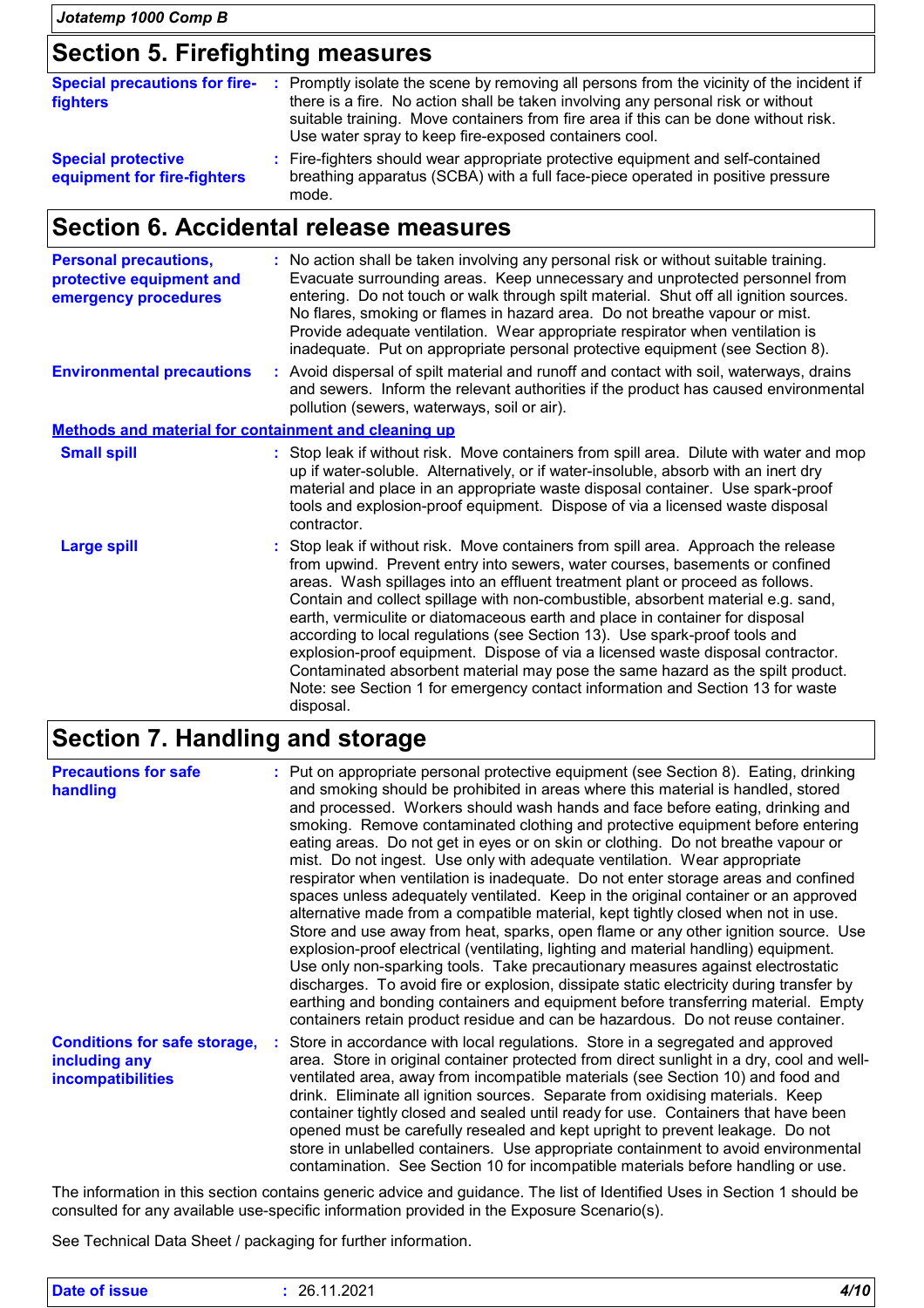## Section 5. Firefighting measures

**Special precautions for fire-fighters** : Promptly isolate the scene by removing all persons from the vicinity of the incident if there is a fire. No action shall be taken involving any personal risk or without suitable training. Move containers from fire area if this can be done without risk. Use water spray to keep fire-exposed containers cool.

**Special protective equipment for fire-fighters** : Fire-fighters should wear appropriate protective equipment and self-contained breathing apparatus (SCBA) with a full face-piece operated in positive pressure mode.

## Section 6. Accidental release measures

**Personal precautions, protective equipment and emergency procedures** : No action shall be taken involving any personal risk or without suitable training. Evacuate surrounding areas. Keep unnecessary and unprotected personnel from entering. Do not touch or walk through spilt material. Shut off all ignition sources. No flares, smoking or flames in hazard area. Do not breathe vapour or mist. Provide adequate ventilation. Wear appropriate respirator when ventilation is inadequate. Put on appropriate personal protective equipment (see Section 8).

**Environmental precautions** : Avoid dispersal of spilt material and runoff and contact with soil, waterways, drains and sewers. Inform the relevant authorities if the product has caused environmental pollution (sewers, waterways, soil or air).

### Methods and material for containment and cleaning up

**Small spill** : Stop leak if without risk. Move containers from spill area. Dilute with water and mop up if water-soluble. Alternatively, or if water-insoluble, absorb with an inert dry material and place in an appropriate waste disposal container. Use spark-proof tools and explosion-proof equipment. Dispose of via a licensed waste disposal contractor.

**Large spill** : Stop leak if without risk. Move containers from spill area. Approach the release from upwind. Prevent entry into sewers, water courses, basements or confined areas. Wash spillages into an effluent treatment plant or proceed as follows. Contain and collect spillage with non-combustible, absorbent material e.g. sand, earth, vermiculite or diatomaceous earth and place in container for disposal according to local regulations (see Section 13). Use spark-proof tools and explosion-proof equipment. Dispose of via a licensed waste disposal contractor. Contaminated absorbent material may pose the same hazard as the spilt product. Note: see Section 1 for emergency contact information and Section 13 for waste disposal.

## Section 7. Handling and storage

**Precautions for safe handling** : Put on appropriate personal protective equipment (see Section 8). Eating, drinking and smoking should be prohibited in areas where this material is handled, stored and processed. Workers should wash hands and face before eating, drinking and smoking. Remove contaminated clothing and protective equipment before entering eating areas. Do not get in eyes or on skin or clothing. Do not breathe vapour or mist. Do not ingest. Use only with adequate ventilation. Wear appropriate respirator when ventilation is inadequate. Do not enter storage areas and confined spaces unless adequately ventilated. Keep in the original container or an approved alternative made from a compatible material, kept tightly closed when not in use. Store and use away from heat, sparks, open flame or any other ignition source. Use explosion-proof electrical (ventilating, lighting and material handling) equipment. Use only non-sparking tools. Take precautionary measures against electrostatic discharges. To avoid fire or explosion, dissipate static electricity during transfer by earthing and bonding containers and equipment before transferring material. Empty containers retain product residue and can be hazardous. Do not reuse container.

**Conditions for safe storage, including any incompatibilities** : Store in accordance with local regulations. Store in a segregated and approved area. Store in original container protected from direct sunlight in a dry, cool and well-ventilated area, away from incompatible materials (see Section 10) and food and drink. Eliminate all ignition sources. Separate from oxidising materials. Keep container tightly closed and sealed until ready for use. Containers that have been opened must be carefully resealed and kept upright to prevent leakage. Do not store in unlabelled containers. Use appropriate containment to avoid environmental contamination. See Section 10 for incompatible materials before handling or use.

The information in this section contains generic advice and guidance. The list of Identified Uses in Section 1 should be consulted for any available use-specific information provided in the Exposure Scenario(s).

See Technical Data Sheet / packaging for further information.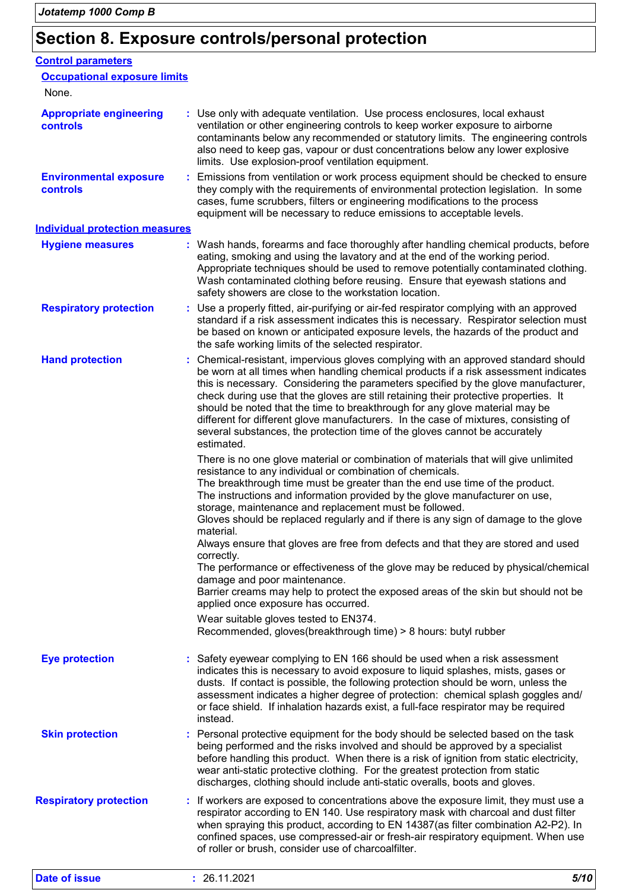# Section 8. Exposure controls/personal protection

## Control parameters

### Occupational exposure limits

None.

**Appropriate engineering controls** : Use only with adequate ventilation. Use process enclosures, local exhaust ventilation or other engineering controls to keep worker exposure to airborne contaminants below any recommended or statutory limits. The engineering controls also need to keep gas, vapour or dust concentrations below any lower explosive limits. Use explosion-proof ventilation equipment.

**Environmental exposure controls** : Emissions from ventilation or work process equipment should be checked to ensure they comply with the requirements of environmental protection legislation. In some cases, fume scrubbers, filters or engineering modifications to the process equipment will be necessary to reduce emissions to acceptable levels.

## Individual protection measures

**Hygiene measures** : Wash hands, forearms and face thoroughly after handling chemical products, before eating, smoking and using the lavatory and at the end of the working period. Appropriate techniques should be used to remove potentially contaminated clothing. Wash contaminated clothing before reusing. Ensure that eyewash stations and safety showers are close to the workstation location.

**Respiratory protection** : Use a properly fitted, air-purifying or air-fed respirator complying with an approved standard if a risk assessment indicates this is necessary. Respirator selection must be based on known or anticipated exposure levels, the hazards of the product and the safe working limits of the selected respirator.

**Hand protection** : Chemical-resistant, impervious gloves complying with an approved standard should be worn at all times when handling chemical products if a risk assessment indicates this is necessary. Considering the parameters specified by the glove manufacturer, check during use that the gloves are still retaining their protective properties. It should be noted that the time to breakthrough for any glove material may be different for different glove manufacturers. In the case of mixtures, consisting of several substances, the protection time of the gloves cannot be accurately estimated.

There is no one glove material or combination of materials that will give unlimited resistance to any individual or combination of chemicals.
The breakthrough time must be greater than the end use time of the product.
The instructions and information provided by the glove manufacturer on use, storage, maintenance and replacement must be followed.
Gloves should be replaced regularly and if there is any sign of damage to the glove material.
Always ensure that gloves are free from defects and that they are stored and used correctly.
The performance or effectiveness of the glove may be reduced by physical/chemical damage and poor maintenance.
Barrier creams may help to protect the exposed areas of the skin but should not be applied once exposure has occurred.

Wear suitable gloves tested to EN374.
Recommended, gloves(breakthrough time) > 8 hours: butyl rubber

**Eye protection** : Safety eyewear complying to EN 166 should be used when a risk assessment indicates this is necessary to avoid exposure to liquid splashes, mists, gases or dusts. If contact is possible, the following protection should be worn, unless the assessment indicates a higher degree of protection: chemical splash goggles and/ or face shield. If inhalation hazards exist, a full-face respirator may be required instead.

**Skin protection** : Personal protective equipment for the body should be selected based on the task being performed and the risks involved and should be approved by a specialist before handling this product. When there is a risk of ignition from static electricity, wear anti-static protective clothing. For the greatest protection from static discharges, clothing should include anti-static overalls, boots and gloves.

**Respiratory protection** : If workers are exposed to concentrations above the exposure limit, they must use a respirator according to EN 140. Use respiratory mask with charcoal and dust filter when spraying this product, according to EN 14387(as filter combination A2-P2). In confined spaces, use compressed-air or fresh-air respiratory equipment. When use of roller or brush, consider use of charcoalfilter.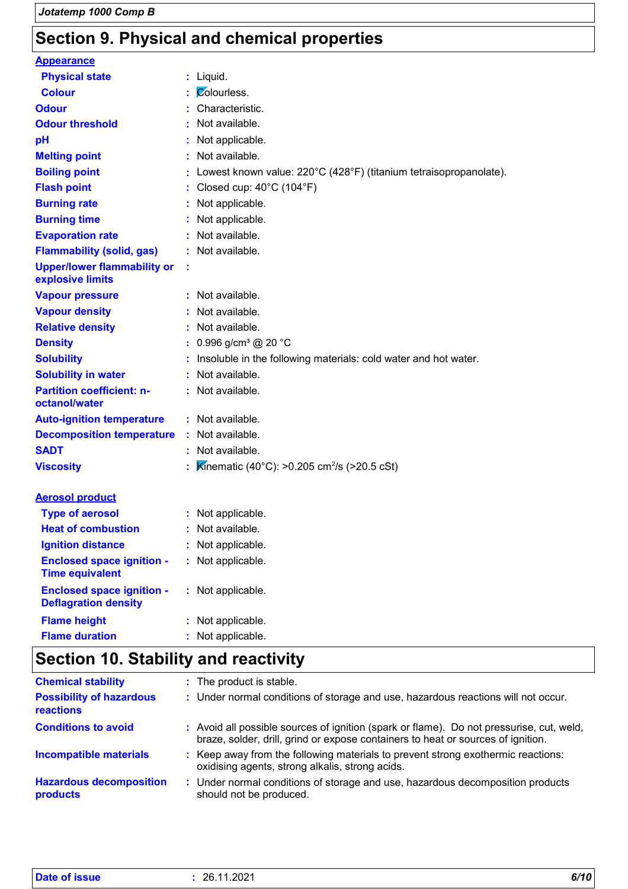## Section 9. Physical and chemical properties

**Appearance**

| | | |
|---|---|---|
| **Physical state** | : | Liquid. |
| **Colour** | : | Colourless. |
| **Odour** | : | Characteristic. |
| **Odour threshold** | : | Not available. |
| **pH** | : | Not applicable. |
| **Melting point** | : | Not available. |
| **Boiling point** | : | Lowest known value: 220°C (428°F) (titanium tetraisopropanolate). |
| **Flash point** | : | Closed cup: 40°C (104°F) |
| **Burning rate** | : | Not applicable. |
| **Burning time** | : | Not applicable. |
| **Evaporation rate** | : | Not available. |
| **Flammability (solid, gas)** | : | Not available. |
| **Upper/lower flammability or explosive limits** | : | |
| **Vapour pressure** | : | Not available. |
| **Vapour density** | : | Not available. |
| **Relative density** | : | Not available. |
| **Density** | : | 0.996 g/cm³ @ 20 °C |
| **Solubility** | : | Insoluble in the following materials: cold water and hot water. |
| **Solubility in water** | : | Not available. |
| **Partition coefficient: n-octanol/water** | : | Not available. |
| **Auto-ignition temperature** | : | Not available. |
| **Decomposition temperature** | : | Not available. |
| **SADT** | : | Not available. |
| **Viscosity** | : | Kinematic (40°C): >0.205 $cm^2/s$ (>20.5 cSt) |

**Aerosol product**

| | | |
|---|---|---|
| **Type of aerosol** | : | Not applicable. |
| **Heat of combustion** | : | Not available. |
| **Ignition distance** | : | Not applicable. |
| **Enclosed space ignition - Time equivalent** | : | Not applicable. |
| **Enclosed space ignition - Deflagration density** | : | Not applicable. |
| **Flame height** | : | Not applicable. |
| **Flame duration** | : | Not applicable. |

## Section 10. Stability and reactivity

| | | |
|---|---|---|
| **Chemical stability** | : | The product is stable. |
| **Possibility of hazardous reactions** | : | Under normal conditions of storage and use, hazardous reactions will not occur. |
| **Conditions to avoid** | : | Avoid all possible sources of ignition (spark or flame). Do not pressurise, cut, weld, braze, solder, drill, grind or expose containers to heat or sources of ignition. |
| **Incompatible materials** | : | Keep away from the following materials to prevent strong exothermic reactions: oxidising agents, strong alkalis, strong acids. |
| **Hazardous decomposition products** | : | Under normal conditions of storage and use, hazardous decomposition products should not be produced. |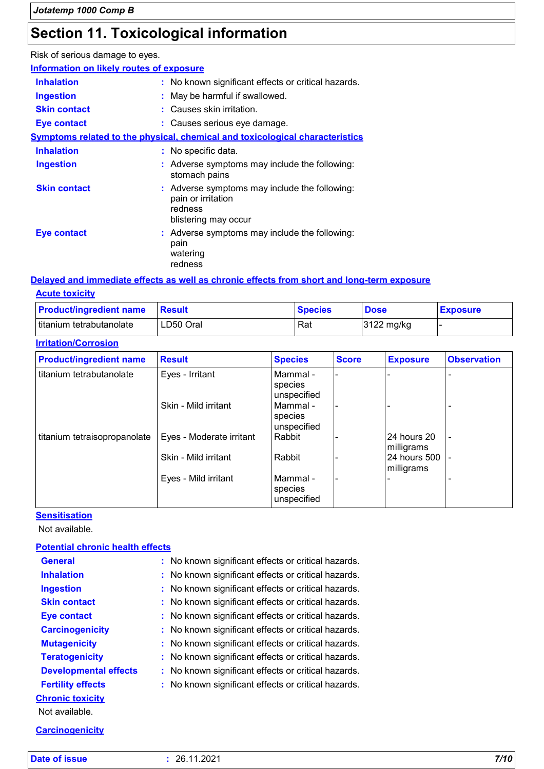# Section 11. Toxicological information

Risk of serious damage to eyes.

### Information on likely routes of exposure

**Inhalation** : No known significant effects or critical hazards.

**Ingestion** : May be harmful if swallowed.

**Skin contact** : Causes skin irritation.

**Eye contact** : Causes serious eye damage.

### Symptoms related to the physical, chemical and toxicological characteristics

**Inhalation** : No specific data.

**Ingestion** : Adverse symptoms may include the following:
stomach pains

**Skin contact** : Adverse symptoms may include the following:
pain or irritation
redness
blistering may occur

**Eye contact** : Adverse symptoms may include the following:
pain
watering
redness

### Delayed and immediate effects as well as chronic effects from short and long-term exposure

#### Acute toxicity

| Product/ingredient name | Result | Species | Dose | Exposure |
|---|---|---|---|---|
| titanium tetrabutanolate | LD50 Oral | Rat | 3122 mg/kg | - |

#### Irritation/Corrosion

| Product/ingredient name | Result | Species | Score | Exposure | Observation |
|---|---|---|---|---|---|
| titanium tetrabutanolate | Eyes - Irritant | Mammal - species unspecified | - | - | - |
| | Skin - Mild irritant | Mammal - species unspecified | - | - | - |
| titanium tetraisopropanolate | Eyes - Moderate irritant | Rabbit | - | 24 hours 20 milligrams | - |
| | Skin - Mild irritant | Rabbit | - | 24 hours 500 milligrams | - |
| | Eyes - Mild irritant | Mammal - species unspecified | - | - | - |

#### Sensitisation

Not available.

#### Potential chronic health effects

**General** : No known significant effects or critical hazards.

**Inhalation** : No known significant effects or critical hazards.

**Ingestion** : No known significant effects or critical hazards.

**Skin contact** : No known significant effects or critical hazards.

**Eye contact** : No known significant effects or critical hazards.

**Carcinogenicity** : No known significant effects or critical hazards.

**Mutagenicity** : No known significant effects or critical hazards.

**Teratogenicity** : No known significant effects or critical hazards.

**Developmental effects** : No known significant effects or critical hazards.

**Fertility effects** : No known significant effects or critical hazards.

#### Chronic toxicity

Not available.

#### Carcinogenicity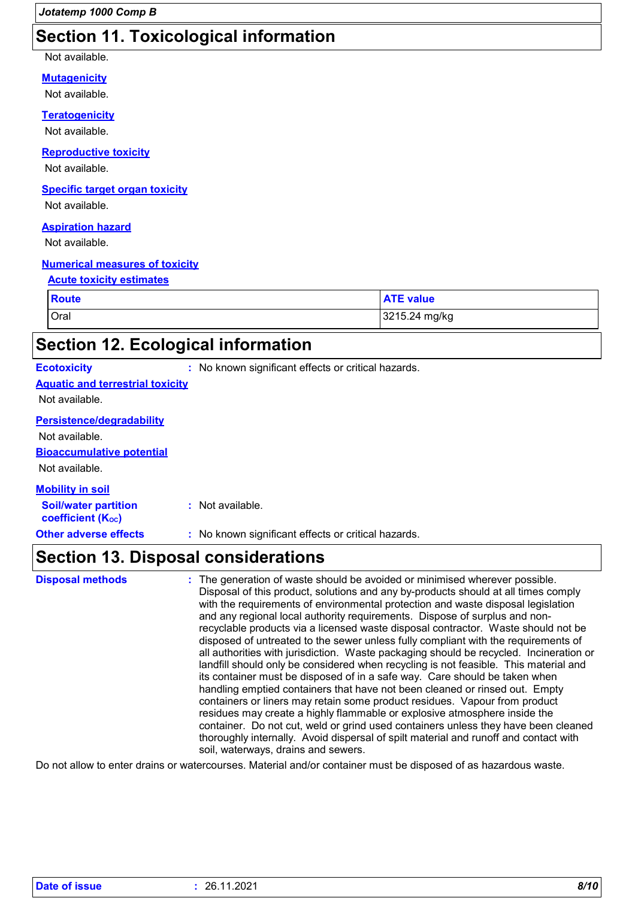## Section 11. Toxicological information

Not available.

**Mutagenicity**

Not available.

**Teratogenicity**

Not available.

**Reproductive toxicity**

Not available.

**Specific target organ toxicity**

Not available.

**Aspiration hazard**

Not available.

**Numerical measures of toxicity**

**Acute toxicity estimates**

| Route | ATE value |
|---|---|
| Oral | 3215.24 mg/kg |

## Section 12. Ecological information

**Ecotoxicity** : No known significant effects or critical hazards.

**Aquatic and terrestrial toxicity**

Not available.

**Persistence/degradability**

Not available.

**Bioaccumulative potential**

Not available.

**Mobility in soil**

**Soil/water partition coefficient ($K_{OC}$)** : Not available.

**Other adverse effects** : No known significant effects or critical hazards.

## Section 13. Disposal considerations

**Disposal methods** : The generation of waste should be avoided or minimised wherever possible. Disposal of this product, solutions and any by-products should at all times comply with the requirements of environmental protection and waste disposal legislation and any regional local authority requirements. Dispose of surplus and non-recyclable products via a licensed waste disposal contractor. Waste should not be disposed of untreated to the sewer unless fully compliant with the requirements of all authorities with jurisdiction. Waste packaging should be recycled. Incineration or landfill should only be considered when recycling is not feasible. This material and its container must be disposed of in a safe way. Care should be taken when handling emptied containers that have not been cleaned or rinsed out. Empty containers or liners may retain some product residues. Vapour from product residues may create a highly flammable or explosive atmosphere inside the container. Do not cut, weld or grind used containers unless they have been cleaned thoroughly internally. Avoid dispersal of spilt material and runoff and contact with soil, waterways, drains and sewers.

Do not allow to enter drains or watercourses. Material and/or container must be disposed of as hazardous waste.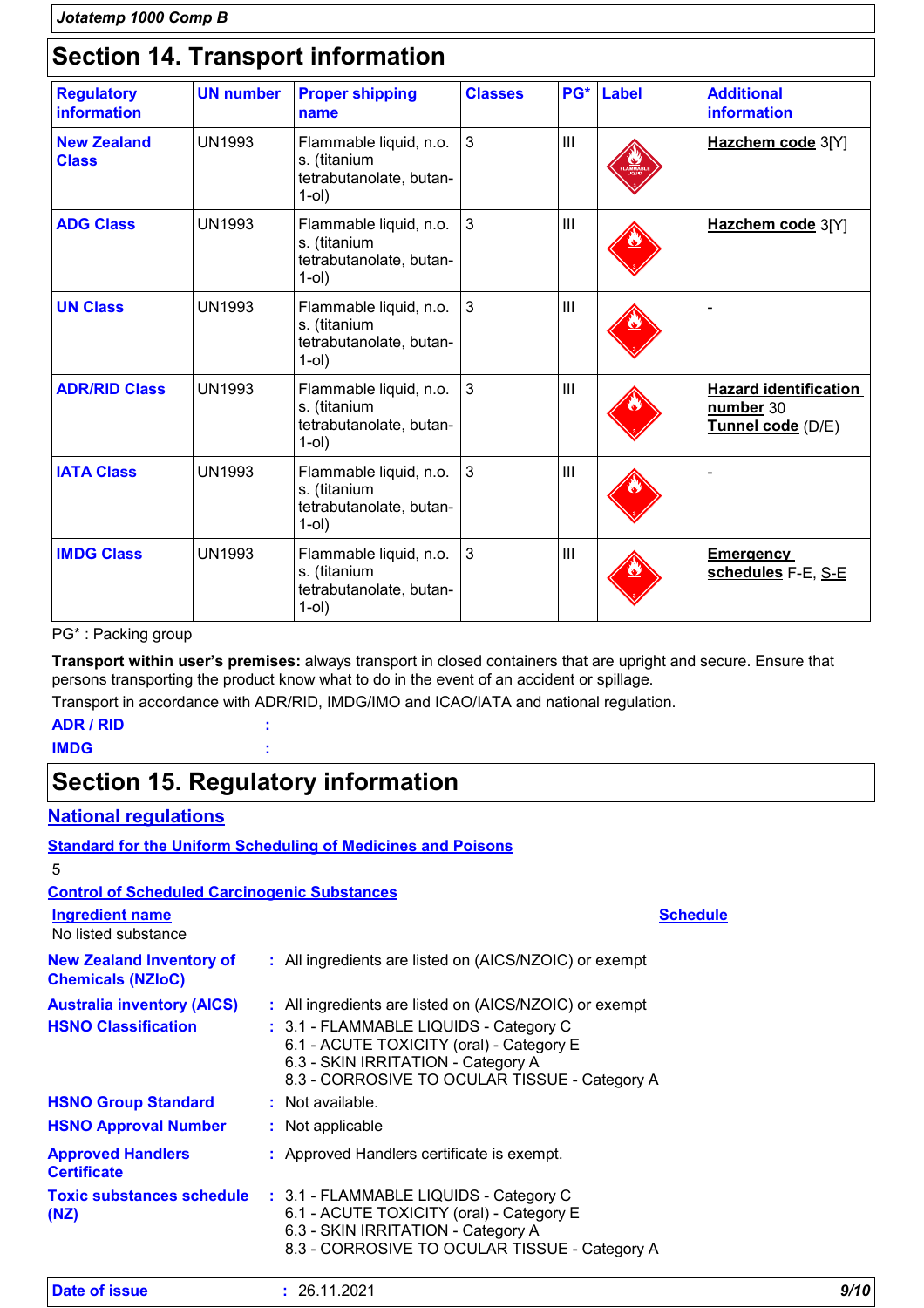## Section 14. Transport information

| Regulatory information | UN number | Proper shipping name | Classes | PG* | Label | Additional information |
|---|---|---|---|---|---|---|
| **New Zealand Class** | UN1993 | Flammable liquid, n.o.s. (titanium tetrabutanolate, butan-1-ol) | 3 | III | | **Hazchem code** 3[Y] |
| **ADG Class** | UN1993 | Flammable liquid, n.o.s. (titanium tetrabutanolate, butan-1-ol) | 3 | III | | **Hazchem code** 3[Y] |
| **UN Class** | UN1993 | Flammable liquid, n.o.s. (titanium tetrabutanolate, butan-1-ol) | 3 | III | | - |
| **ADR/RID Class** | UN1993 | Flammable liquid, n.o.s. (titanium tetrabutanolate, butan-1-ol) | 3 | III | | **Hazard identification number** 30<br>**Tunnel code** (D/E) |
| **IATA Class** | UN1993 | Flammable liquid, n.o.s. (titanium tetrabutanolate, butan-1-ol) | 3 | III | | - |
| **IMDG Class** | UN1993 | Flammable liquid, n.o.s. (titanium tetrabutanolate, butan-1-ol) | 3 | III | | **Emergency schedules** F-E, S-E |

PG* : Packing group

**Transport within user's premises:** always transport in closed containers that are upright and secure. Ensure that persons transporting the product know what to do in the event of an accident or spillage.

Transport in accordance with ADR/RID, IMDG/IMO and ICAO/IATA and national regulation.

**ADR / RID** :

**IMDG** :

## Section 15. Regulatory information

### National regulations

**Standard for the Uniform Scheduling of Medicines and Poisons**

5

**Control of Scheduled Carcinogenic Substances**

| Ingredient name | Schedule |
|---|---|
| No listed substance | |

**New Zealand Inventory of Chemicals (NZIoC)** : All ingredients are listed on (AICS/NZOIC) or exempt

**Australia inventory (AICS)** : All ingredients are listed on (AICS/NZOIC) or exempt

**HSNO Classification** : 3.1 - FLAMMABLE LIQUIDS - Category C
6.1 - ACUTE TOXICITY (oral) - Category E
6.3 - SKIN IRRITATION - Category A
8.3 - CORROSIVE TO OCULAR TISSUE - Category A

**HSNO Group Standard** : Not available.

**HSNO Approval Number** : Not applicable

**Approved Handlers Certificate** : Approved Handlers certificate is exempt.

**Toxic substances schedule (NZ)** : 3.1 - FLAMMABLE LIQUIDS - Category C
6.1 - ACUTE TOXICITY (oral) - Category E
6.3 - SKIN IRRITATION - Category A
8.3 - CORROSIVE TO OCULAR TISSUE - Category A

**Date of issue** : 26.11.2021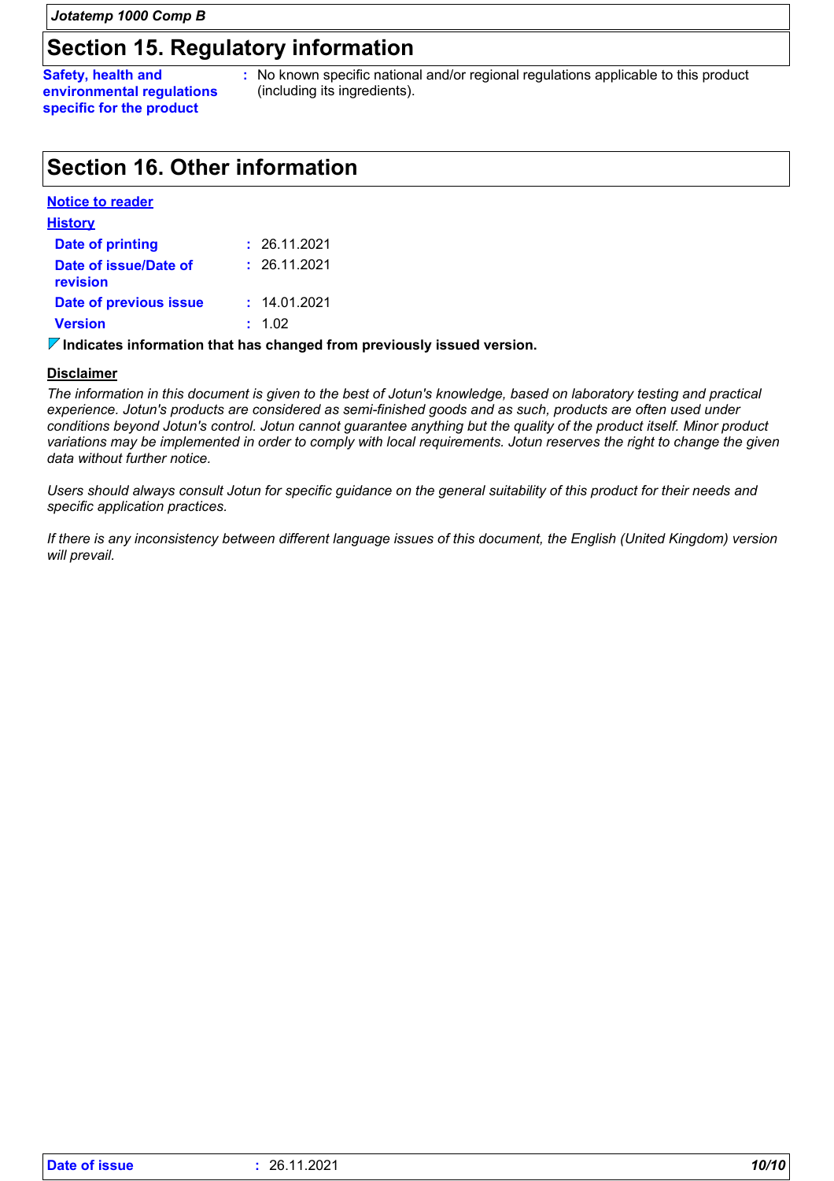## Section 15. Regulatory information

**Safety, health and environmental regulations specific for the product** : No known specific national and/or regional regulations applicable to this product (including its ingredients).

## Section 16. Other information

**Notice to reader**

**History**

| | | |
|---|---|---|
| **Date of printing** | : | 26.11.2021 |
| **Date of issue/Date of revision** | : | 26.11.2021 |
| **Date of previous issue** | : | 14.01.2021 |
| **Version** | : | 1.02 |

**Indicates information that has changed from previously issued version.**

**Disclaimer**

*The information in this document is given to the best of Jotun's knowledge, based on laboratory testing and practical experience. Jotun's products are considered as semi-finished goods and as such, products are often used under conditions beyond Jotun's control. Jotun cannot guarantee anything but the quality of the product itself. Minor product variations may be implemented in order to comply with local requirements. Jotun reserves the right to change the given data without further notice.*

*Users should always consult Jotun for specific guidance on the general suitability of this product for their needs and specific application practices.*

*If there is any inconsistency between different language issues of this document, the English (United Kingdom) version will prevail.*